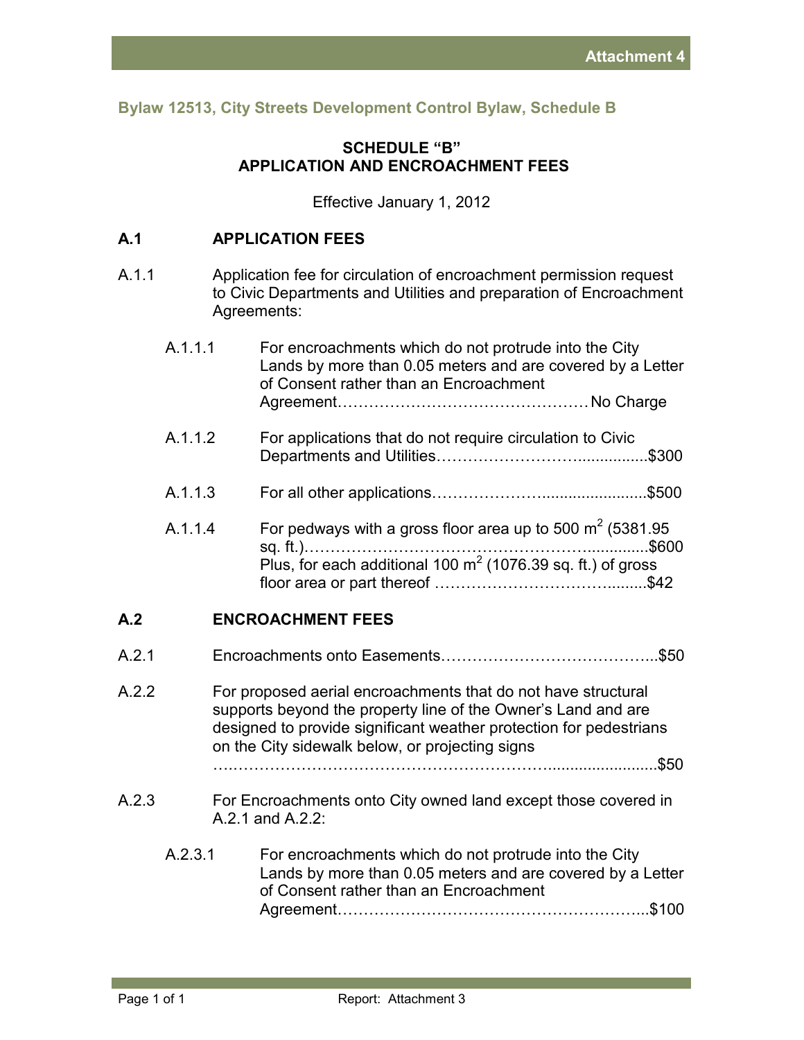**Attachment 4**

## Bylaw 12513, City Streets Development Control Bylaw, Schedule B

### SCHEDULE "B"
### APPLICATION AND ENCROACHMENT FEES

Effective January 1, 2012

### A.1 APPLICATION FEES

A.1.1 Application fee for circulation of encroachment permission request to Civic Departments and Utilities and preparation of Encroachment Agreements:

- A.1.1.1 For encroachments which do not protrude into the City Lands by more than 0.05 meters and are covered by a Letter of Consent rather than an Encroachment Agreement…………………………………………No Charge

- A.1.1.2 For applications that do not require circulation to Civic Departments and Utilities……………………...............$300

- A.1.1.3 For all other applications…………………........................$500

- A.1.1.4 For pedways with a gross floor area up to 500 $m^2$ (5381.95 sq. ft.)……………………………………………….............$600
  Plus, for each additional 100 $m^2$ (1076.39 sq. ft.) of gross floor area or part thereof …………………………….........$42

### A.2 ENCROACHMENT FEES

A.2.1 Encroachments onto Easements…………………………………...$50

A.2.2 For proposed aerial encroachments that do not have structural supports beyond the property line of the Owner's Land and are designed to provide significant weather protection for pedestrians on the City sidewalk below, or projecting signs ….………………………………………………….........................$50

A.2.3 For Encroachments onto City owned land except those covered in A.2.1 and A.2.2:

- A.2.3.1 For encroachments which do not protrude into the City Lands by more than 0.05 meters and are covered by a Letter of Consent rather than an Encroachment Agreement…………………………………………………..$100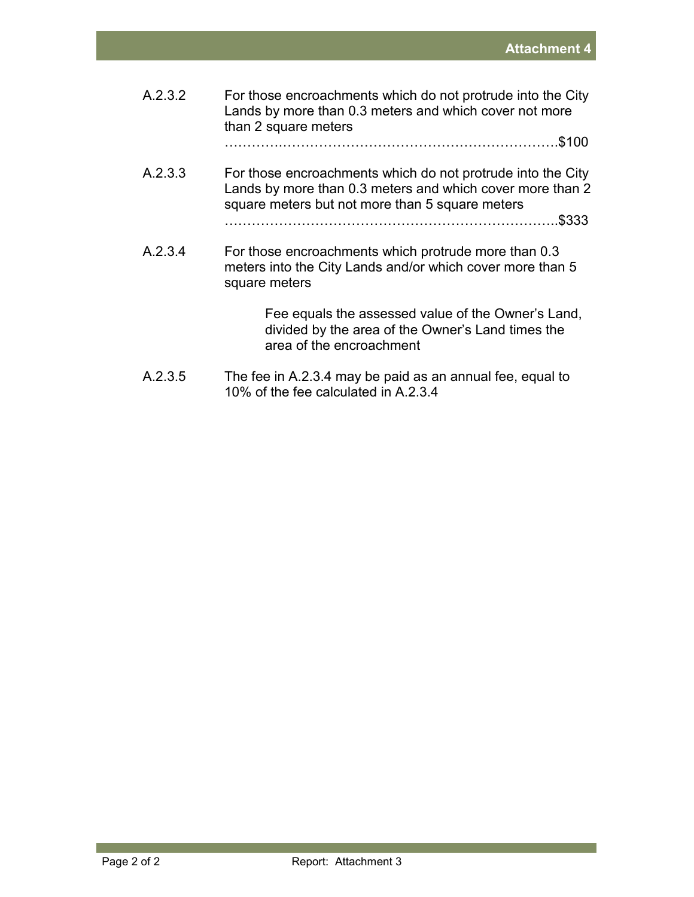A.2.3.2 For those encroachments which do not protrude into the City Lands by more than 0.3 meters and which cover not more than 2 square meters ……………………………………………………………….$100

A.2.3.3 For those encroachments which do not protrude into the City Lands by more than 0.3 meters and which cover more than 2 square meters but not more than 5 square meters ……………………………………………………………..$333

A.2.3.4 For those encroachments which protrude more than 0.3 meters into the City Lands and/or which cover more than 5 square meters

> Fee equals the assessed value of the Owner's Land, divided by the area of the Owner's Land times the area of the encroachment

A.2.3.5 The fee in A.2.3.4 may be paid as an annual fee, equal to 10% of the fee calculated in A.2.3.4